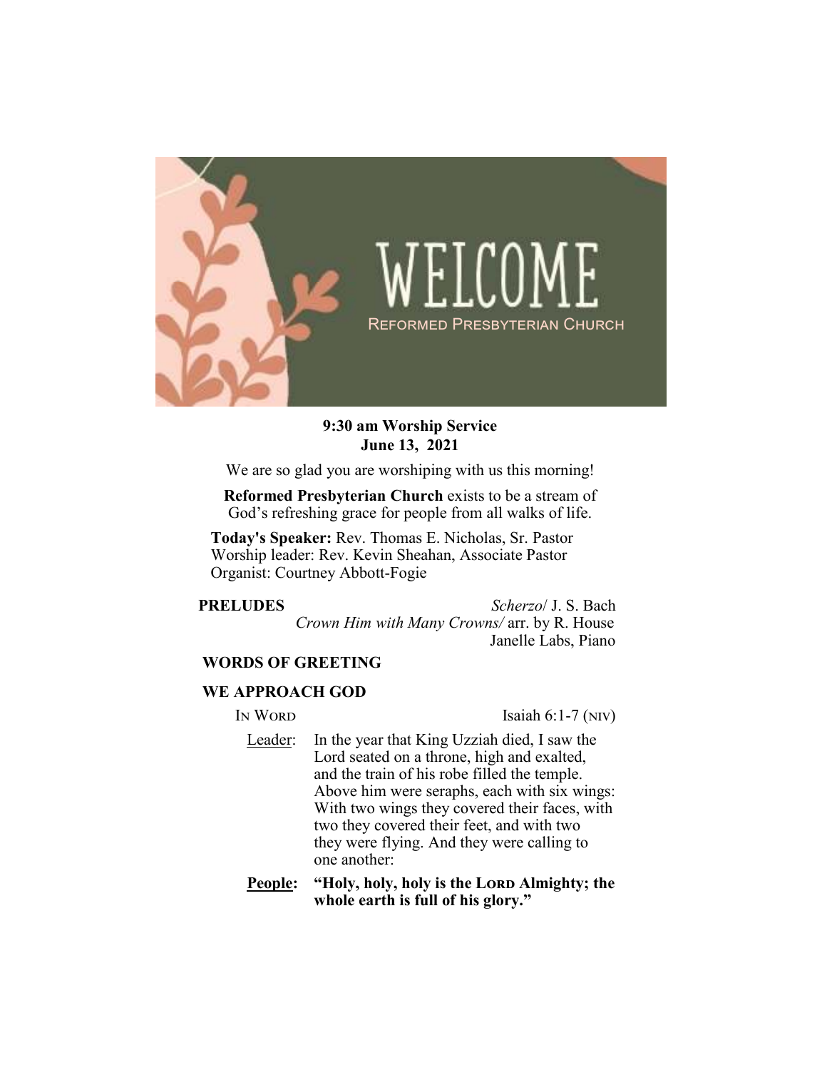# WELCOME

REFORMED PRESBYTERIAN CHURCH

**9:30 am Worship Service**
**June 13, 2021**

We are so glad you are worshiping with us this morning!

**Reformed Presbyterian Church** exists to be a stream of God's refreshing grace for people from all walks of life.

**Today's Speaker:** Rev. Thomas E. Nicholas, Sr. Pastor
Worship leader: Rev. Kevin Sheahan, Associate Pastor
Organist: Courtney Abbott-Fogie

**PRELUDES** — *Scherzo*/ J. S. Bach
*Crown Him with Many Crowns*/ arr. by R. House
Janelle Labs, Piano

**WORDS OF GREETING**

**WE APPROACH GOD**

IN WORD — Isaiah 6:1-7 (NIV)

Leader: In the year that King Uzziah died, I saw the Lord seated on a throne, high and exalted, and the train of his robe filled the temple. Above him were seraphs, each with six wings: With two wings they covered their faces, with two they covered their feet, and with two they were flying. And they were calling to one another:

**People: "Holy, holy, holy is the LORD Almighty; the whole earth is full of his glory."**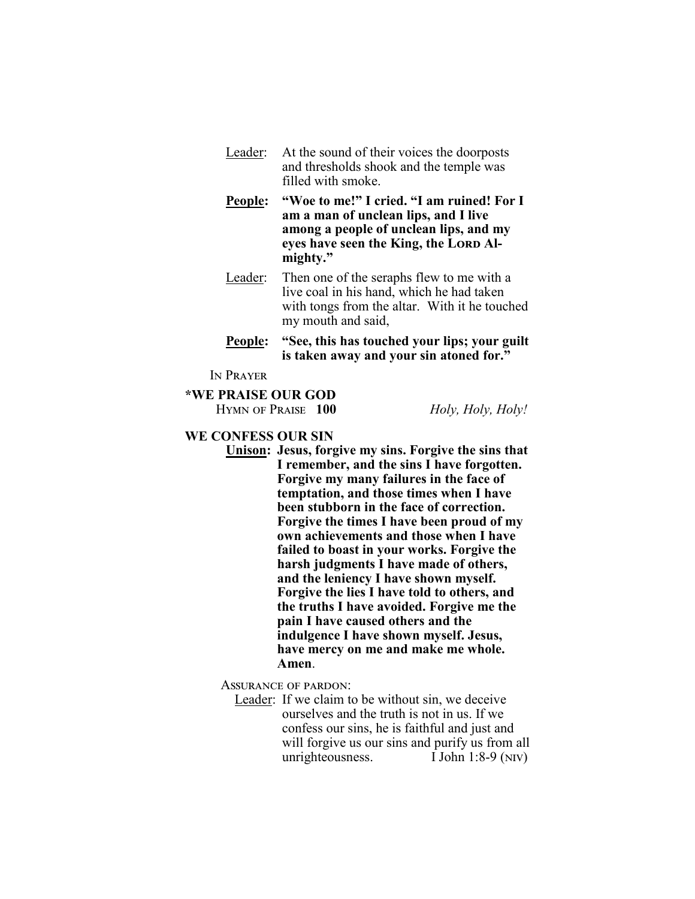Leader: At the sound of their voices the doorposts and thresholds shook and the temple was filled with smoke.

**People: "Woe to me!" I cried. "I am ruined! For I am a man of unclean lips, and I live among a people of unclean lips, and my eyes have seen the King, the LORD Almighty."**

Leader: Then one of the seraphs flew to me with a live coal in his hand, which he had taken with tongs from the altar. With it he touched my mouth and said,

**People: "See, this has touched your lips; your guilt is taken away and your sin atoned for."**

IN PRAYER

## *WE PRAISE OUR GOD

HYMN OF PRAISE **100** *Holy, Holy, Holy!*

## WE CONFESS OUR SIN

**Unison: Jesus, forgive my sins. Forgive the sins that I remember, and the sins I have forgotten. Forgive my many failures in the face of temptation, and those times when I have been stubborn in the face of correction. Forgive the times I have been proud of my own achievements and those when I have failed to boast in your works. Forgive the harsh judgments I have made of others, and the leniency I have shown myself. Forgive the lies I have told to others, and the truths I have avoided. Forgive me the pain I have caused others and the indulgence I have shown myself. Jesus, have mercy on me and make me whole. Amen**.

ASSURANCE OF PARDON:

Leader: If we claim to be without sin, we deceive ourselves and the truth is not in us. If we confess our sins, he is faithful and just and will forgive us our sins and purify us from all unrighteousness. I John 1:8-9 (NIV)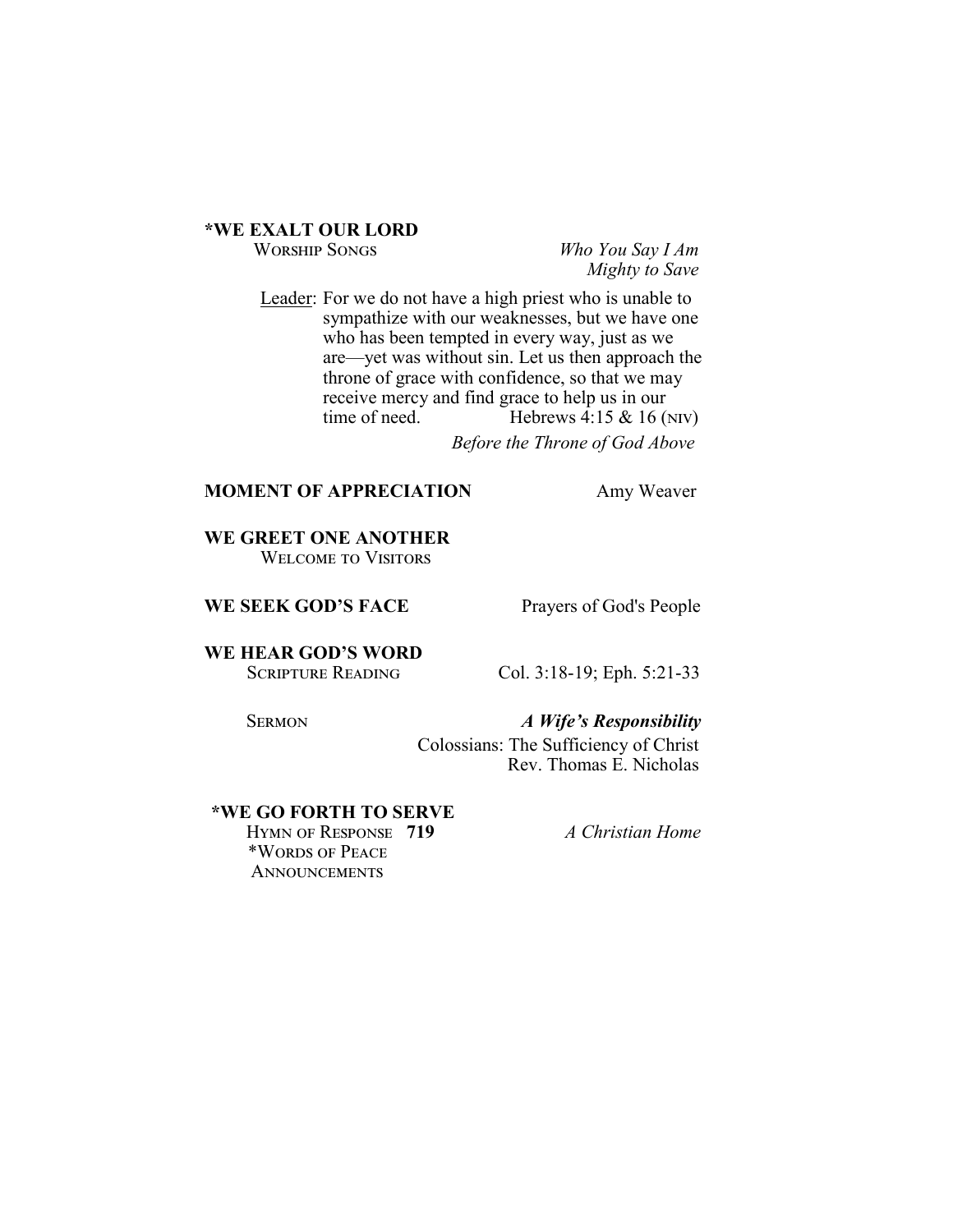**\*WE EXALT OUR LORD**

Worship Songs — *Who You Say I Am*
*Mighty to Save*

Leader: For we do not have a high priest who is unable to sympathize with our weaknesses, but we have one who has been tempted in every way, just as we are—yet was without sin. Let us then approach the throne of grace with confidence, so that we may receive mercy and find grace to help us in our time of need. Hebrews 4:15 & 16 (NIV)

*Before the Throne of God Above*

**MOMENT OF APPRECIATION** — Amy Weaver

**WE GREET ONE ANOTHER**

Welcome to Visitors

**WE SEEK GOD'S FACE** — Prayers of God's People

**WE HEAR GOD'S WORD**

Scripture Reading — Col. 3:18-19; Eph. 5:21-33

Sermon — ***A Wife's Responsibility***

Colossians: The Sufficiency of Christ
Rev. Thomas E. Nicholas

**\*WE GO FORTH TO SERVE**

Hymn of Response **719** — *A Christian Home*

\*Words of Peace

Announcements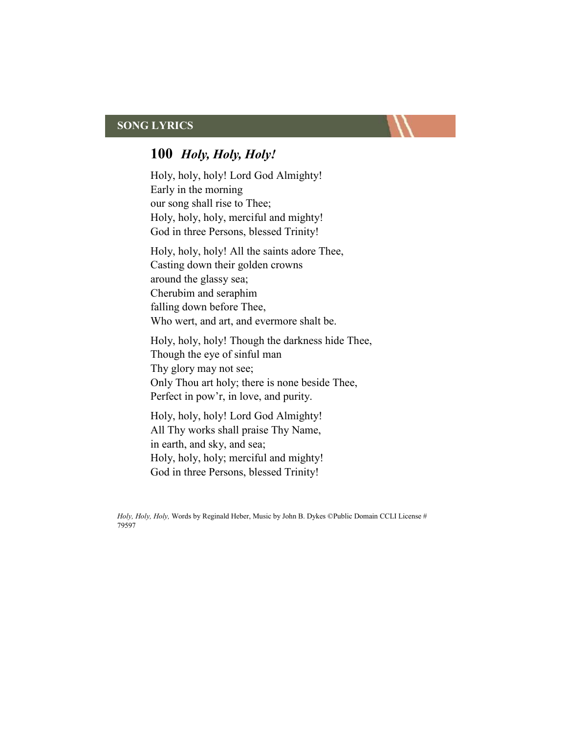## SONG LYRICS

### 100 *Holy, Holy, Holy!*

Holy, holy, holy! Lord God Almighty!
Early in the morning
our song shall rise to Thee;
Holy, holy, holy, merciful and mighty!
God in three Persons, blessed Trinity!

Holy, holy, holy! All the saints adore Thee,
Casting down their golden crowns
around the glassy sea;
Cherubim and seraphim
falling down before Thee,
Who wert, and art, and evermore shalt be.

Holy, holy, holy! Though the darkness hide Thee,
Though the eye of sinful man
Thy glory may not see;
Only Thou art holy; there is none beside Thee,
Perfect in pow'r, in love, and purity.

Holy, holy, holy! Lord God Almighty!
All Thy works shall praise Thy Name,
in earth, and sky, and sea;
Holy, holy, holy; merciful and mighty!
God in three Persons, blessed Trinity!

*Holy, Holy, Holy,* Words by Reginald Heber, Music by John B. Dykes ©Public Domain CCLI License # 79597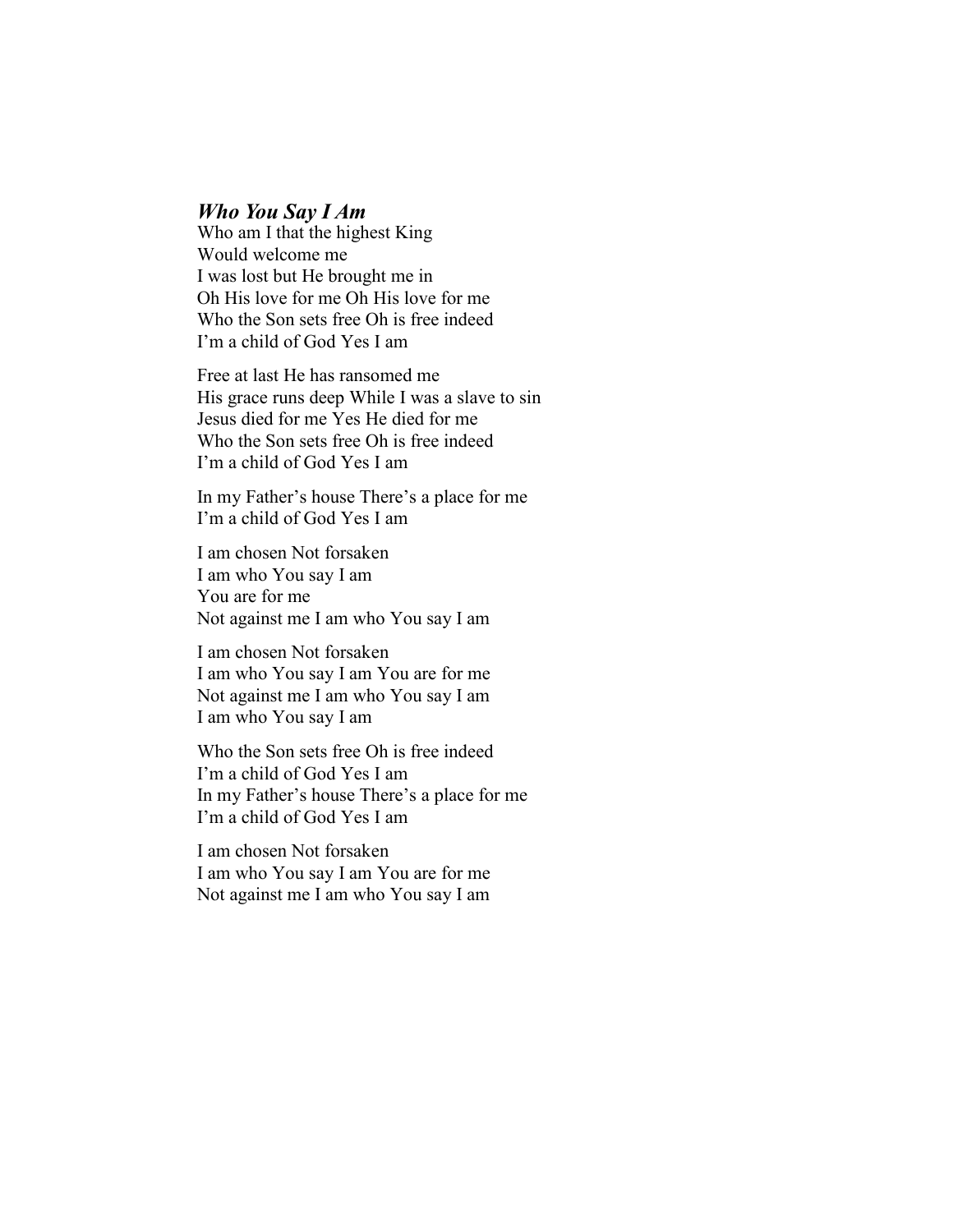### ***Who You Say I Am***

Who am I that the highest King  
Would welcome me  
I was lost but He brought me in  
Oh His love for me Oh His love for me  
Who the Son sets free Oh is free indeed  
I'm a child of God Yes I am

Free at last He has ransomed me  
His grace runs deep While I was a slave to sin  
Jesus died for me Yes He died for me  
Who the Son sets free Oh is free indeed  
I'm a child of God Yes I am

In my Father's house There's a place for me  
I'm a child of God Yes I am

I am chosen Not forsaken  
I am who You say I am  
You are for me  
Not against me I am who You say I am

I am chosen Not forsaken  
I am who You say I am You are for me  
Not against me I am who You say I am  
I am who You say I am

Who the Son sets free Oh is free indeed  
I'm a child of God Yes I am  
In my Father's house There's a place for me  
I'm a child of God Yes I am

I am chosen Not forsaken  
I am who You say I am You are for me  
Not against me I am who You say I am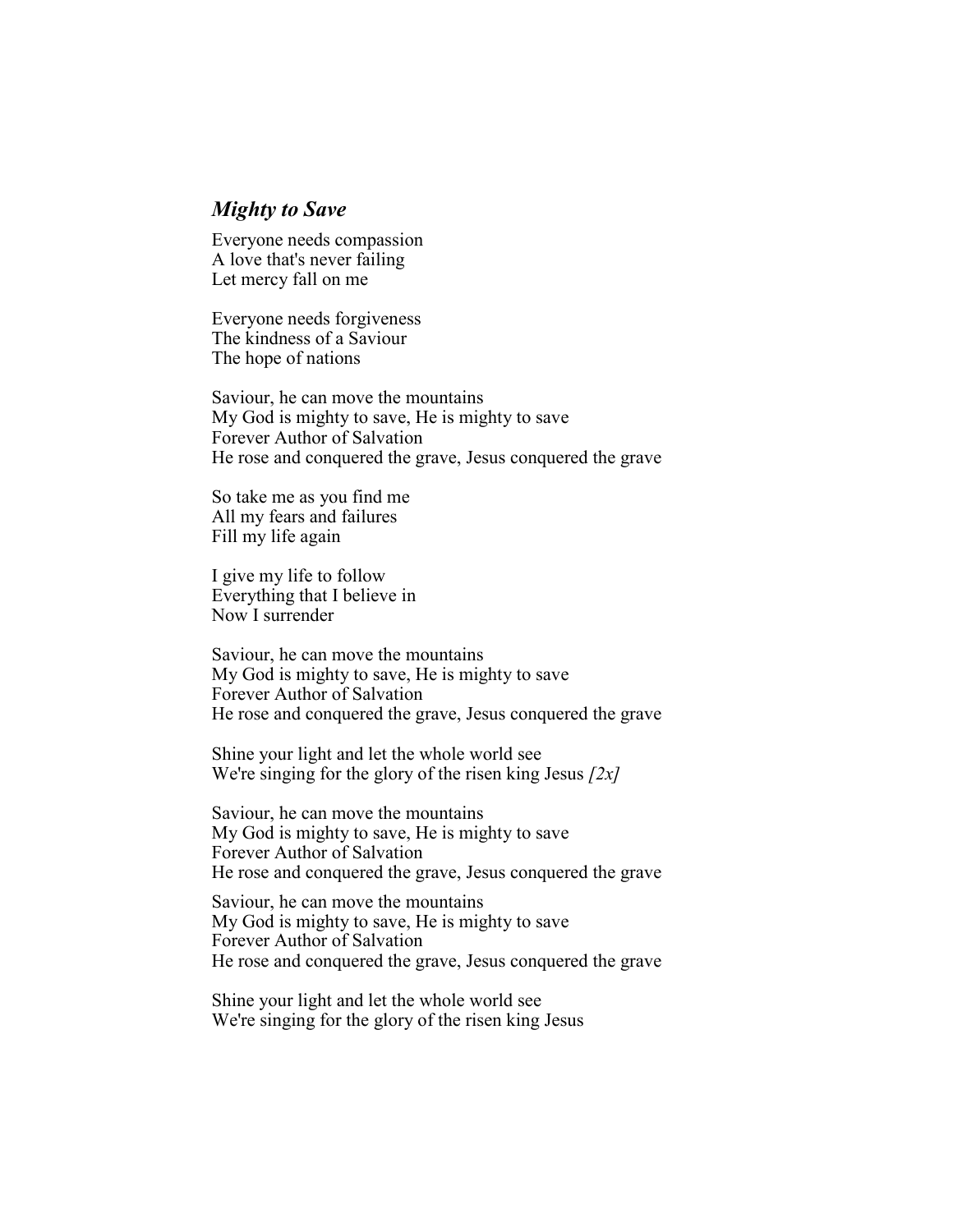***Mighty to Save***

Everyone needs compassion
A love that's never failing
Let mercy fall on me

Everyone needs forgiveness
The kindness of a Saviour
The hope of nations

Saviour, he can move the mountains
My God is mighty to save, He is mighty to save
Forever Author of Salvation
He rose and conquered the grave, Jesus conquered the grave

So take me as you find me
All my fears and failures
Fill my life again

I give my life to follow
Everything that I believe in
Now I surrender

Saviour, he can move the mountains
My God is mighty to save, He is mighty to save
Forever Author of Salvation
He rose and conquered the grave, Jesus conquered the grave

Shine your light and let the whole world see
We're singing for the glory of the risen king Jesus *[2x]*

Saviour, he can move the mountains
My God is mighty to save, He is mighty to save
Forever Author of Salvation
He rose and conquered the grave, Jesus conquered the grave

Saviour, he can move the mountains
My God is mighty to save, He is mighty to save
Forever Author of Salvation
He rose and conquered the grave, Jesus conquered the grave

Shine your light and let the whole world see
We're singing for the glory of the risen king Jesus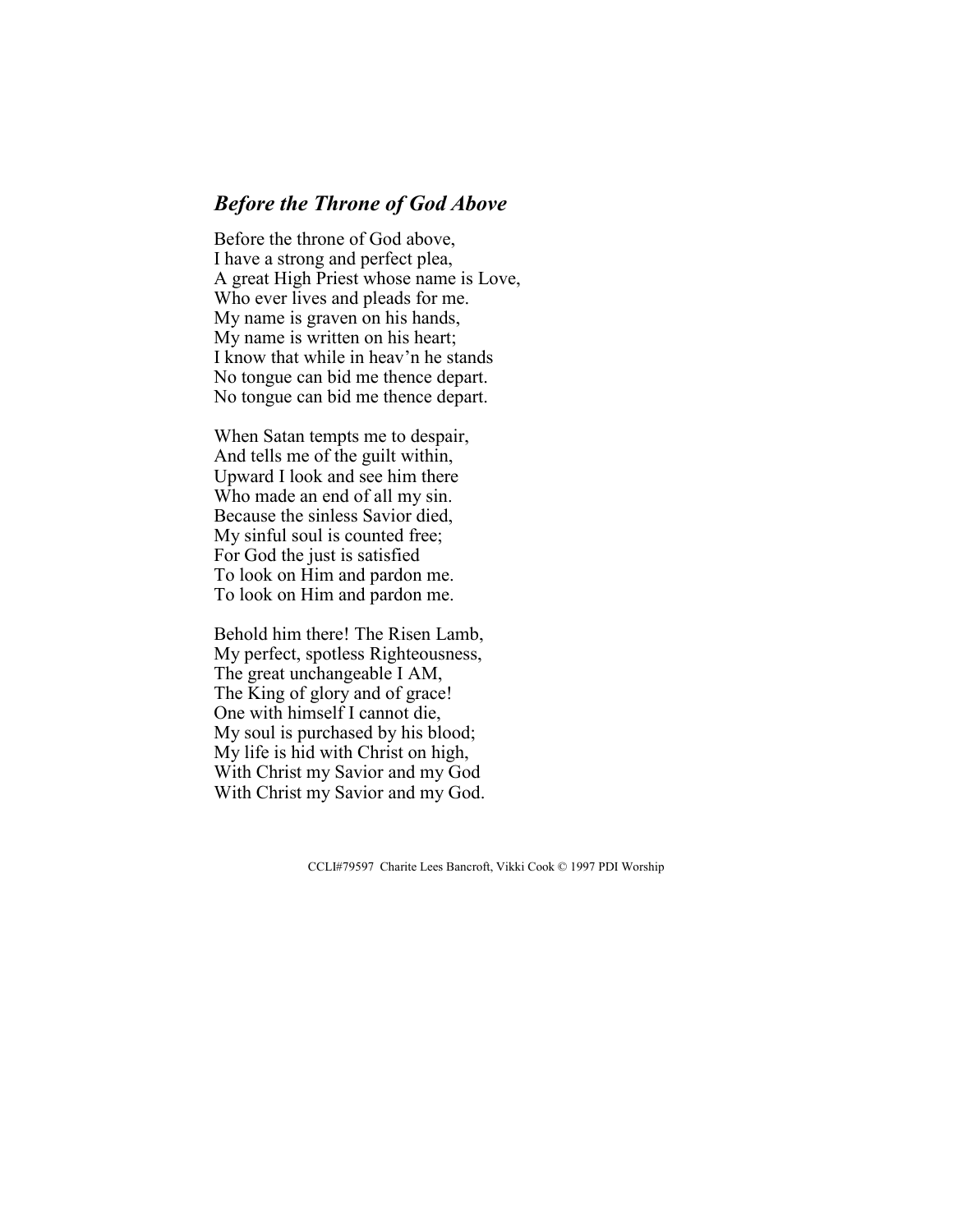## *Before the Throne of God Above*

Before the throne of God above,  
I have a strong and perfect plea,  
A great High Priest whose name is Love,  
Who ever lives and pleads for me.  
My name is graven on his hands,  
My name is written on his heart;  
I know that while in heav'n he stands  
No tongue can bid me thence depart.  
No tongue can bid me thence depart.

When Satan tempts me to despair,  
And tells me of the guilt within,  
Upward I look and see him there  
Who made an end of all my sin.  
Because the sinless Savior died,  
My sinful soul is counted free;  
For God the just is satisfied  
To look on Him and pardon me.  
To look on Him and pardon me.

Behold him there! The Risen Lamb,  
My perfect, spotless Righteousness,  
The great unchangeable I AM,  
The King of glory and of grace!  
One with himself I cannot die,  
My soul is purchased by his blood;  
My life is hid with Christ on high,  
With Christ my Savior and my God  
With Christ my Savior and my God.

CCLI#79597 Charite Lees Bancroft, Vikki Cook © 1997 PDI Worship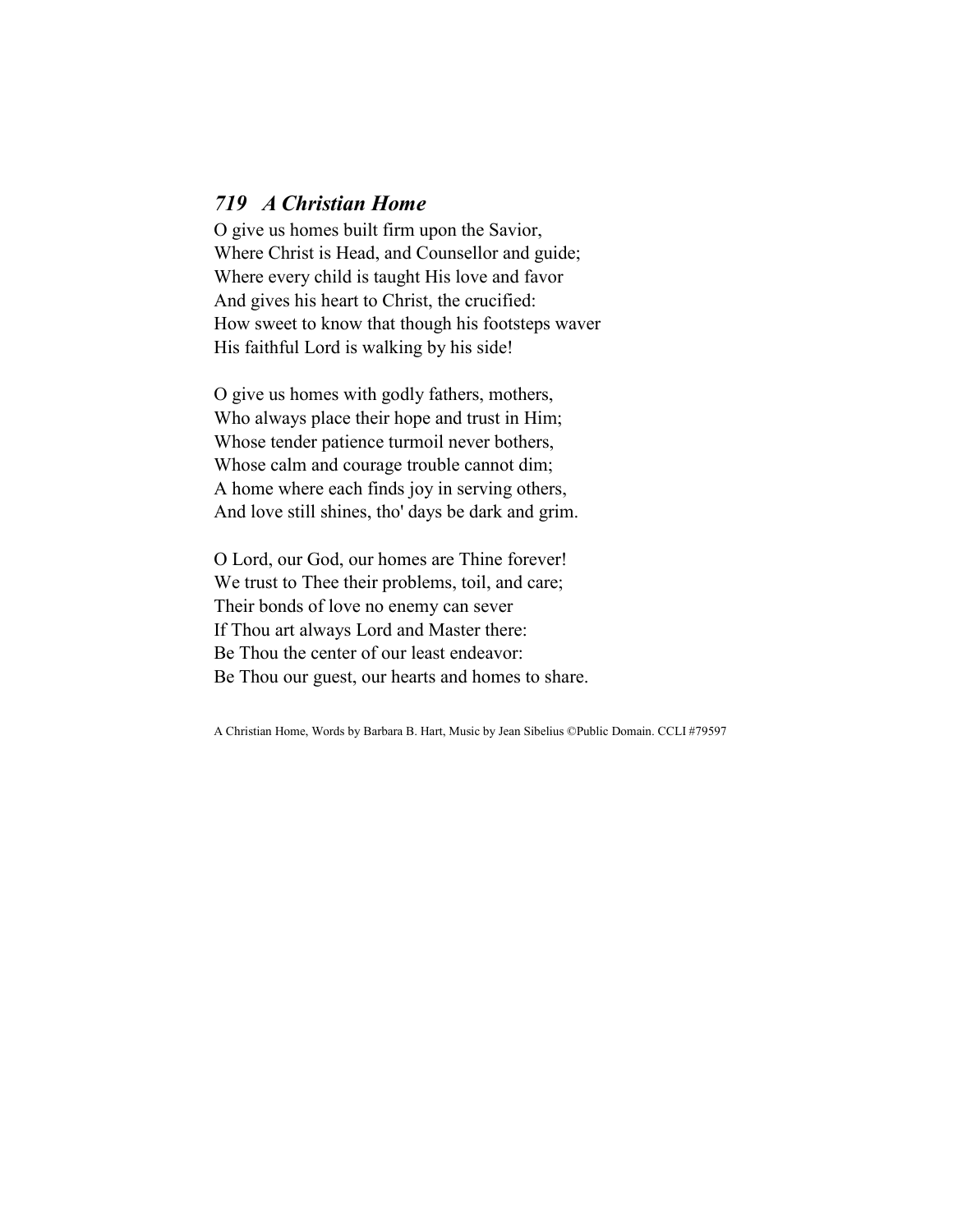## *719 A Christian Home*

O give us homes built firm upon the Savior,
Where Christ is Head, and Counsellor and guide;
Where every child is taught His love and favor
And gives his heart to Christ, the crucified:
How sweet to know that though his footsteps waver
His faithful Lord is walking by his side!

O give us homes with godly fathers, mothers,
Who always place their hope and trust in Him;
Whose tender patience turmoil never bothers,
Whose calm and courage trouble cannot dim;
A home where each finds joy in serving others,
And love still shines, tho' days be dark and grim.

O Lord, our God, our homes are Thine forever!
We trust to Thee their problems, toil, and care;
Their bonds of love no enemy can sever
If Thou art always Lord and Master there:
Be Thou the center of our least endeavor:
Be Thou our guest, our hearts and homes to share.

A Christian Home, Words by Barbara B. Hart, Music by Jean Sibelius ©Public Domain. CCLI #79597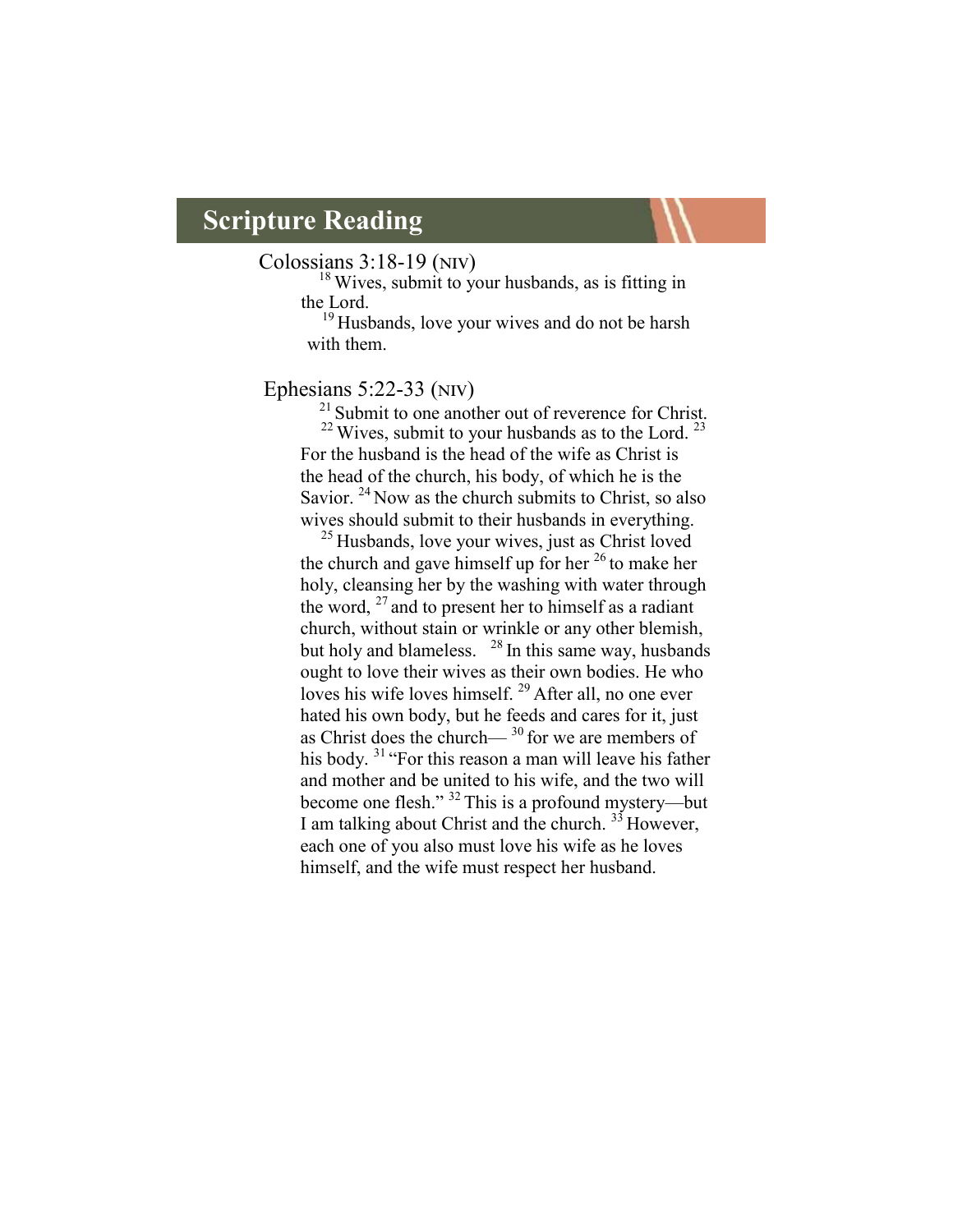## Scripture Reading

Colossians 3:18-19 (NIV)

[18] Wives, submit to your husbands, as is fitting in the Lord.

[19] Husbands, love your wives and do not be harsh with them.

Ephesians 5:22-33 (NIV)

[21] Submit to one another out of reverence for Christ.

[22] Wives, submit to your husbands as to the Lord. [23] For the husband is the head of the wife as Christ is the head of the church, his body, of which he is the Savior. [24] Now as the church submits to Christ, so also wives should submit to their husbands in everything.

[25] Husbands, love your wives, just as Christ loved the church and gave himself up for her [26] to make her holy, cleansing her by the washing with water through the word, [27] and to present her to himself as a radiant church, without stain or wrinkle or any other blemish, but holy and blameless. [28] In this same way, husbands ought to love their wives as their own bodies. He who loves his wife loves himself. [29] After all, no one ever hated his own body, but he feeds and cares for it, just as Christ does the church— [30] for we are members of his body. [31] "For this reason a man will leave his father and mother and be united to his wife, and the two will become one flesh." [32] This is a profound mystery—but I am talking about Christ and the church. [33] However, each one of you also must love his wife as he loves himself, and the wife must respect her husband.